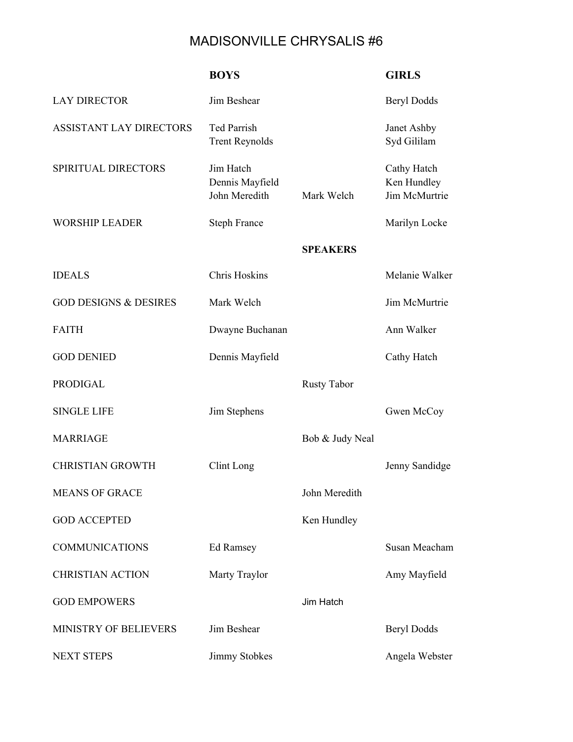# MADISONVILLE CHRYSALIS #6

| | BOYS | | GIRLS |
|---|---|---|---|
| LAY DIRECTOR | Jim Beshear | | Beryl Dodds |
| ASSISTANT LAY DIRECTORS | Ted Parrish<br>Trent Reynolds | | Janet Ashby<br>Syd Gililam |
| SPIRITUAL DIRECTORS | Jim Hatch<br>Dennis Mayfield<br>John Meredith | Mark Welch | Cathy Hatch<br>Ken Hundley<br>Jim McMurtrie |
| WORSHIP LEADER | Steph France | | Marilyn Locke |
| | | **SPEAKERS** | |
| IDEALS | Chris Hoskins | | Melanie Walker |
| GOD DESIGNS & DESIRES | Mark Welch | | Jim McMurtrie |
| FAITH | Dwayne Buchanan | | Ann Walker |
| GOD DENIED | Dennis Mayfield | | Cathy Hatch |
| PRODIGAL | | Rusty Tabor | |
| SINGLE LIFE | Jim Stephens | | Gwen McCoy |
| MARRIAGE | | Bob & Judy Neal | |
| CHRISTIAN GROWTH | Clint Long | | Jenny Sandidge |
| MEANS OF GRACE | | John Meredith | |
| GOD ACCEPTED | | Ken Hundley | |
| COMMUNICATIONS | Ed Ramsey | | Susan Meacham |
| CHRISTIAN ACTION | Marty Traylor | | Amy Mayfield |
| GOD EMPOWERS | | Jim Hatch | |
| MINISTRY OF BELIEVERS | Jim Beshear | | Beryl Dodds |
| NEXT STEPS | Jimmy Stobkes | | Angela Webster |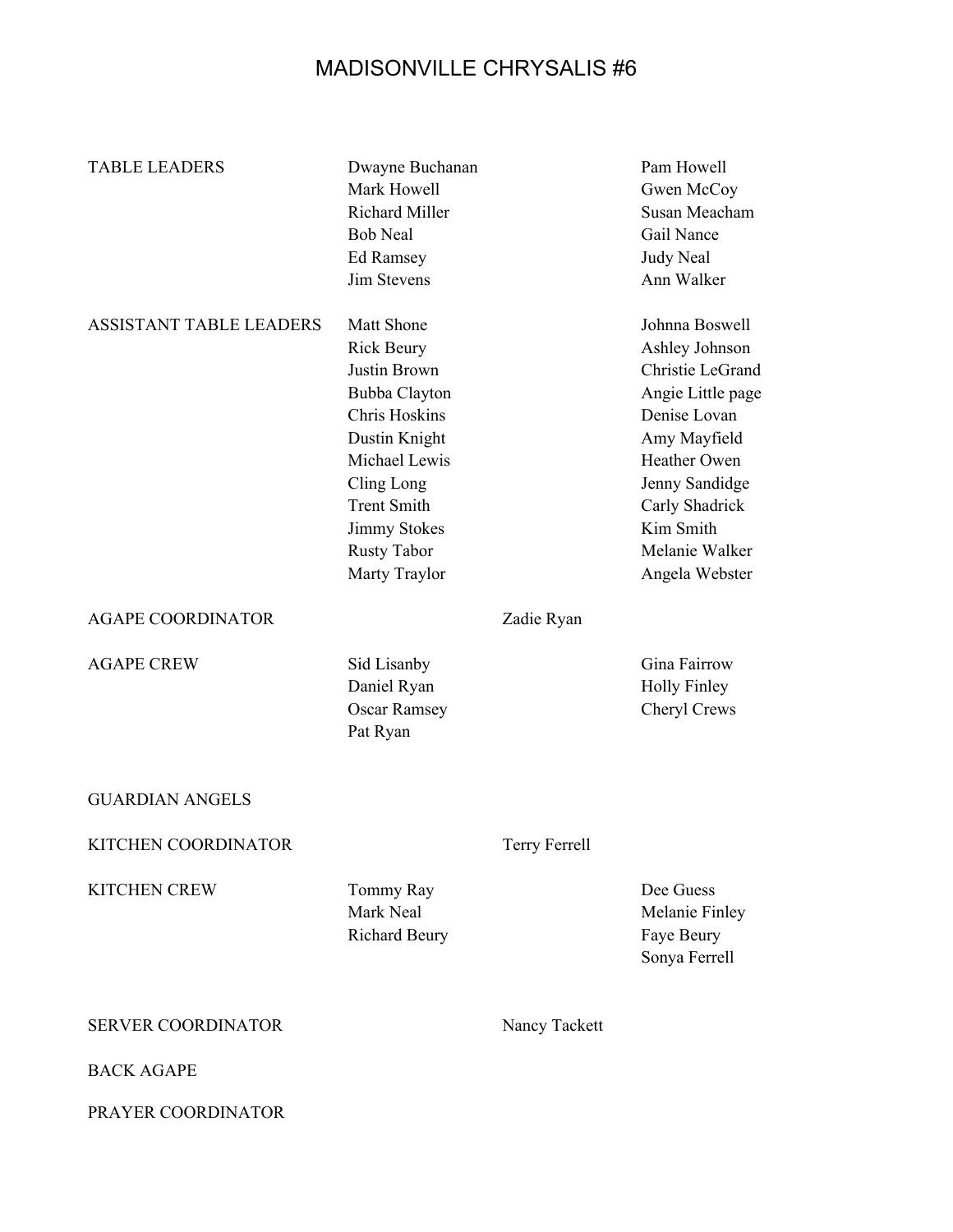# MADISONVILLE CHRYSALIS #6

| | | | |
|---|---|---|---|
| TABLE LEADERS | Dwayne Buchanan | | Pam Howell |
| | Mark Howell | | Gwen McCoy |
| | Richard Miller | | Susan Meacham |
| | Bob Neal | | Gail Nance |
| | Ed Ramsey | | Judy Neal |
| | Jim Stevens | | Ann Walker |
| ASSISTANT TABLE LEADERS | Matt Shone | | Johnna Boswell |
| | Rick Beury | | Ashley Johnson |
| | Justin Brown | | Christie LeGrand |
| | Bubba Clayton | | Angie Little page |
| | Chris Hoskins | | Denise Lovan |
| | Dustin Knight | | Amy Mayfield |
| | Michael Lewis | | Heather Owen |
| | Cling Long | | Jenny Sandidge |
| | Trent Smith | | Carly Shadrick |
| | Jimmy Stokes | | Kim Smith |
| | Rusty Tabor | | Melanie Walker |
| | Marty Traylor | | Angela Webster |
| AGAPE COORDINATOR | | Zadie Ryan | |
| AGAPE CREW | Sid Lisanby | | Gina Fairrow |
| | Daniel Ryan | | Holly Finley |
| | Oscar Ramsey | | Cheryl Crews |
| | Pat Ryan | | |
| GUARDIAN ANGELS | | | |
| KITCHEN COORDINATOR | | Terry Ferrell | |
| KITCHEN CREW | Tommy Ray | | Dee Guess |
| | Mark Neal | | Melanie Finley |
| | Richard Beury | | Faye Beury |
| | | | Sonya Ferrell |
| SERVER COORDINATOR | | Nancy Tackett | |
| BACK AGAPE | | | |
| PRAYER COORDINATOR | | | |